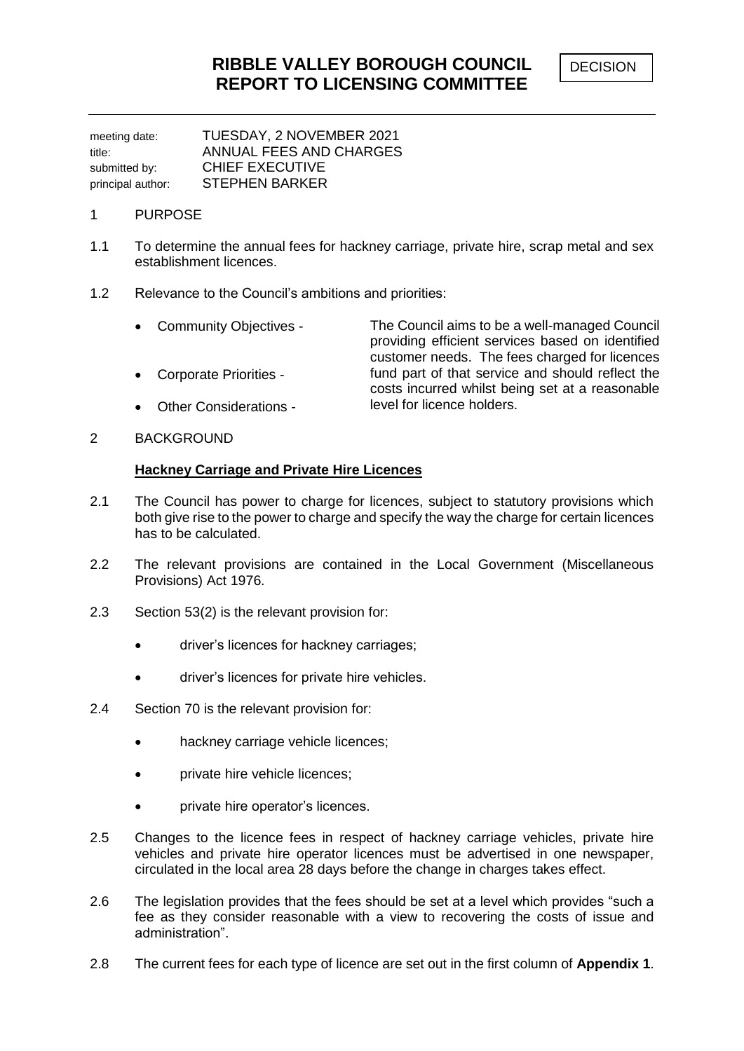# RIBBLE VALLEY BOROUGH COUNCIL REPORT TO LICENSING COMMITTEE

DECISION

| | |
|---|---|
| meeting date: | TUESDAY, 2 NOVEMBER 2021 |
| title: | ANNUAL FEES AND CHARGES |
| submitted by: | CHIEF EXECUTIVE |
| principal author: | STEPHEN BARKER |

## 1 PURPOSE

1.1 To determine the annual fees for hackney carriage, private hire, scrap metal and sex establishment licences.

1.2 Relevance to the Council's ambitions and priorities:

- Community Objectives -
- Corporate Priorities -
- Other Considerations -

The Council aims to be a well-managed Council providing efficient services based on identified customer needs. The fees charged for licences fund part of that service and should reflect the costs incurred whilst being set at a reasonable level for licence holders.

## 2 BACKGROUND

**Hackney Carriage and Private Hire Licences**

2.1 The Council has power to charge for licences, subject to statutory provisions which both give rise to the power to charge and specify the way the charge for certain licences has to be calculated.

2.2 The relevant provisions are contained in the Local Government (Miscellaneous Provisions) Act 1976.

2.3 Section 53(2) is the relevant provision for:

- driver's licences for hackney carriages;
- driver's licences for private hire vehicles.

2.4 Section 70 is the relevant provision for:

- hackney carriage vehicle licences;
- private hire vehicle licences;
- private hire operator's licences.

2.5 Changes to the licence fees in respect of hackney carriage vehicles, private hire vehicles and private hire operator licences must be advertised in one newspaper, circulated in the local area 28 days before the change in charges takes effect.

2.6 The legislation provides that the fees should be set at a level which provides "such a fee as they consider reasonable with a view to recovering the costs of issue and administration".

2.8 The current fees for each type of licence are set out in the first column of **Appendix 1**.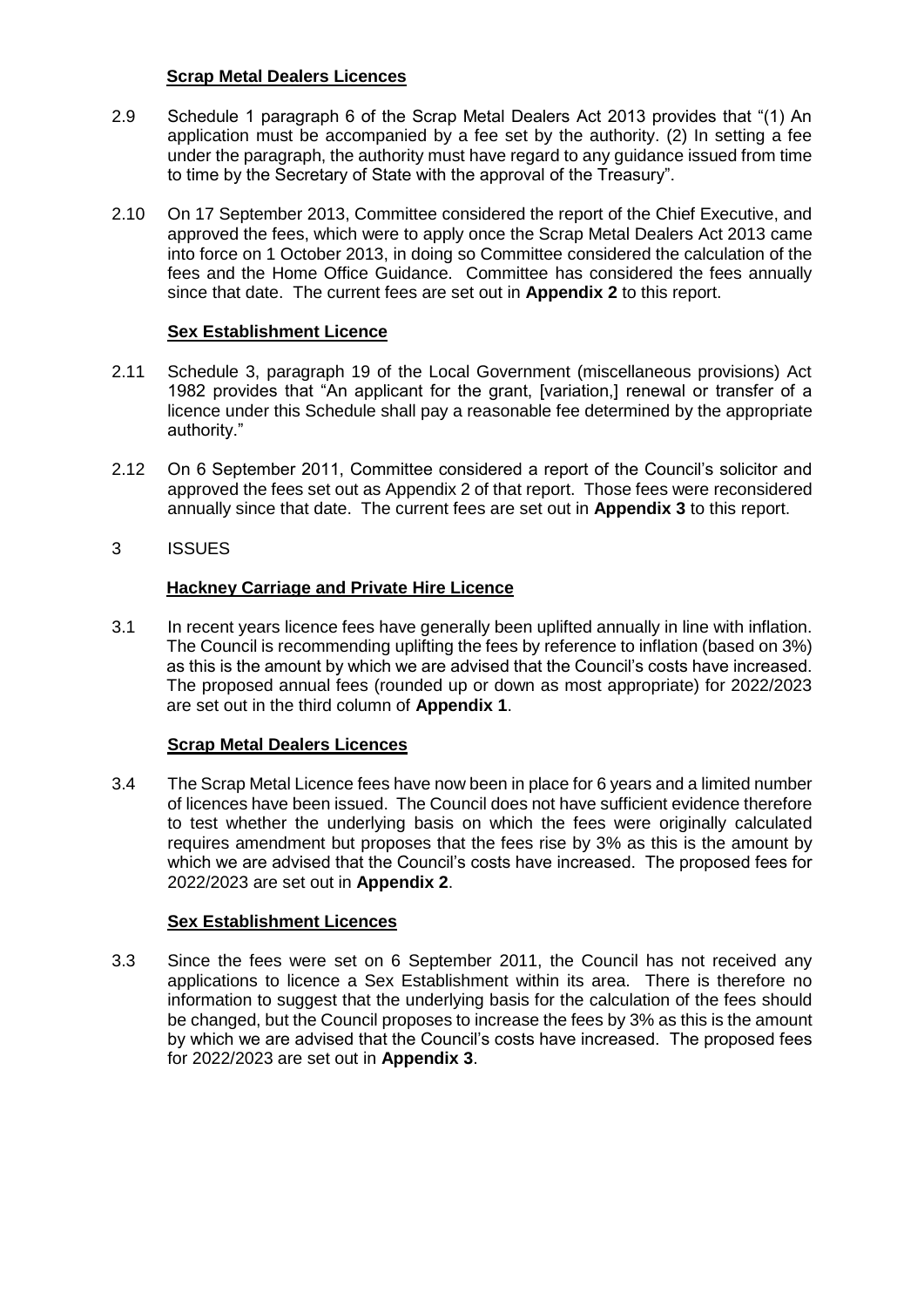### Scrap Metal Dealers Licences

2.9 Schedule 1 paragraph 6 of the Scrap Metal Dealers Act 2013 provides that "(1) An application must be accompanied by a fee set by the authority. (2) In setting a fee under the paragraph, the authority must have regard to any guidance issued from time to time by the Secretary of State with the approval of the Treasury".

2.10 On 17 September 2013, Committee considered the report of the Chief Executive, and approved the fees, which were to apply once the Scrap Metal Dealers Act 2013 came into force on 1 October 2013, in doing so Committee considered the calculation of the fees and the Home Office Guidance. Committee has considered the fees annually since that date. The current fees are set out in **Appendix 2** to this report.

### Sex Establishment Licence

2.11 Schedule 3, paragraph 19 of the Local Government (miscellaneous provisions) Act 1982 provides that "An applicant for the grant, [variation,] renewal or transfer of a licence under this Schedule shall pay a reasonable fee determined by the appropriate authority."

2.12 On 6 September 2011, Committee considered a report of the Council's solicitor and approved the fees set out as Appendix 2 of that report. Those fees were reconsidered annually since that date. The current fees are set out in **Appendix 3** to this report.

## 3 ISSUES

### Hackney Carriage and Private Hire Licence

3.1 In recent years licence fees have generally been uplifted annually in line with inflation. The Council is recommending uplifting the fees by reference to inflation (based on 3%) as this is the amount by which we are advised that the Council's costs have increased. The proposed annual fees (rounded up or down as most appropriate) for 2022/2023 are set out in the third column of **Appendix 1**.

### Scrap Metal Dealers Licences

3.4 The Scrap Metal Licence fees have now been in place for 6 years and a limited number of licences have been issued. The Council does not have sufficient evidence therefore to test whether the underlying basis on which the fees were originally calculated requires amendment but proposes that the fees rise by 3% as this is the amount by which we are advised that the Council's costs have increased. The proposed fees for 2022/2023 are set out in **Appendix 2**.

### Sex Establishment Licences

3.3 Since the fees were set on 6 September 2011, the Council has not received any applications to licence a Sex Establishment within its area. There is therefore no information to suggest that the underlying basis for the calculation of the fees should be changed, but the Council proposes to increase the fees by 3% as this is the amount by which we are advised that the Council's costs have increased. The proposed fees for 2022/2023 are set out in **Appendix 3**.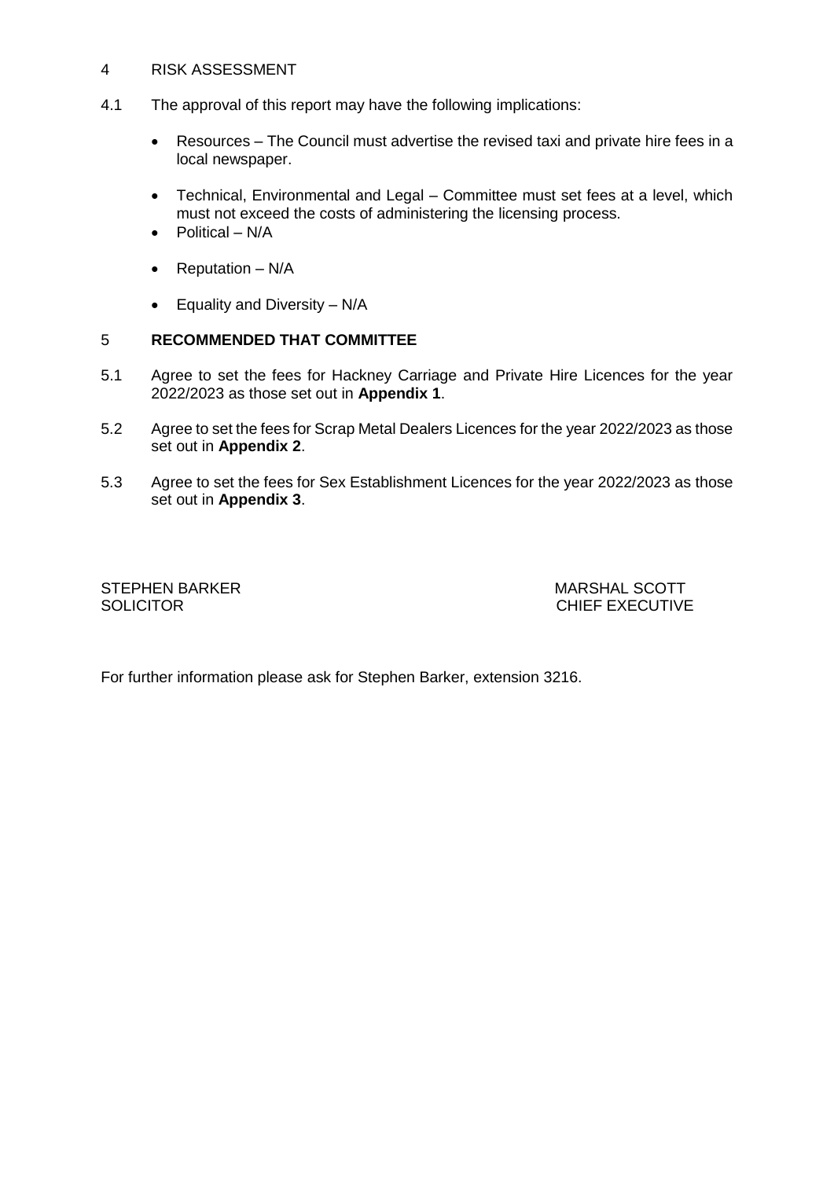## 4 RISK ASSESSMENT

4.1 The approval of this report may have the following implications:

- Resources – The Council must advertise the revised taxi and private hire fees in a local newspaper.
- Technical, Environmental and Legal – Committee must set fees at a level, which must not exceed the costs of administering the licensing process.
- Political – N/A
- Reputation – N/A
- Equality and Diversity – N/A

## 5 **RECOMMENDED THAT COMMITTEE**

5.1 Agree to set the fees for Hackney Carriage and Private Hire Licences for the year 2022/2023 as those set out in **Appendix 1**.

5.2 Agree to set the fees for Scrap Metal Dealers Licences for the year 2022/2023 as those set out in **Appendix 2**.

5.3 Agree to set the fees for Sex Establishment Licences for the year 2022/2023 as those set out in **Appendix 3**.

STEPHEN BARKER
SOLICITOR

MARSHAL SCOTT
CHIEF EXECUTIVE

For further information please ask for Stephen Barker, extension 3216.